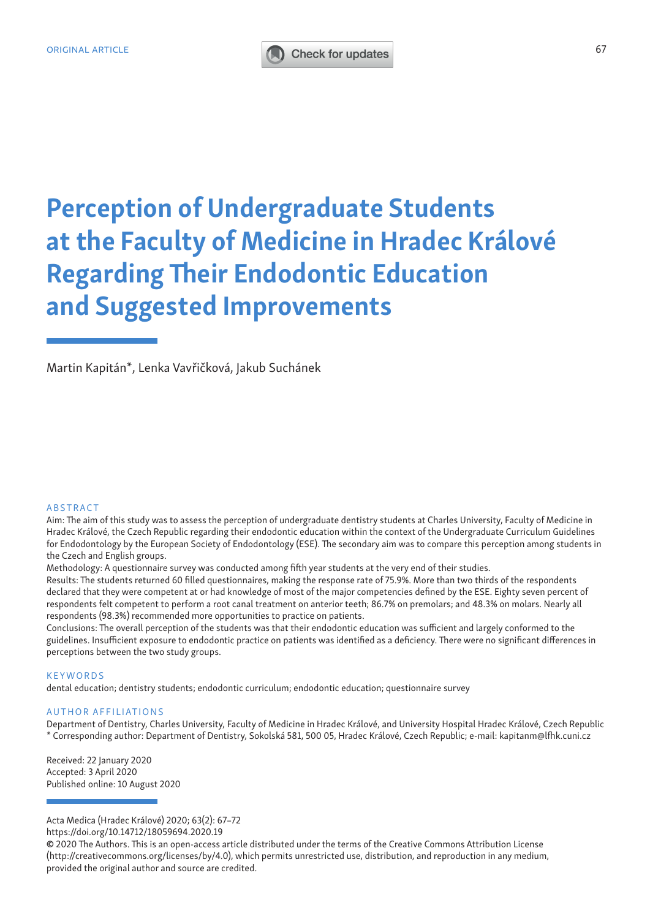ORIGINAL ARTICLE

# Perception of Undergraduate Students at the Faculty of Medicine in Hradec Králové Regarding Their Endodontic Education and Suggested Improvements

Martin Kapitán*, Lenka Vavřičková, Jakub Suchánek

## ABSTRACT

Aim: The aim of this study was to assess the perception of undergraduate dentistry students at Charles University, Faculty of Medicine in Hradec Králové, the Czech Republic regarding their endodontic education within the context of the Undergraduate Curriculum Guidelines for Endodontology by the European Society of Endodontology (ESE). The secondary aim was to compare this perception among students in the Czech and English groups.

Methodology: A questionnaire survey was conducted among fifth year students at the very end of their studies.

Results: The students returned 60 filled questionnaires, making the response rate of 75.9%. More than two thirds of the respondents declared that they were competent at or had knowledge of most of the major competencies defined by the ESE. Eighty seven percent of respondents felt competent to perform a root canal treatment on anterior teeth; 86.7% on premolars; and 48.3% on molars. Nearly all respondents (98.3%) recommended more opportunities to practice on patients.

Conclusions: The overall perception of the students was that their endodontic education was sufficient and largely conformed to the guidelines. Insufficient exposure to endodontic practice on patients was identified as a deficiency. There were no significant differences in perceptions between the two study groups.

## KEYWORDS

dental education; dentistry students; endodontic curriculum; endodontic education; questionnaire survey

## AUTHOR AFFILIATIONS

Department of Dentistry, Charles University, Faculty of Medicine in Hradec Králové, and University Hospital Hradec Králové, Czech Republic
* Corresponding author: Department of Dentistry, Sokolská 581, 500 05, Hradec Králové, Czech Republic; e-mail: kapitanm@lfhk.cuni.cz

Received: 22 January 2020
Accepted: 3 April 2020
Published online: 10 August 2020

Acta Medica (Hradec Králové) 2020; 63(2): 67–72
https://doi.org/10.14712/18059694.2020.19
© 2020 The Authors. This is an open-access article distributed under the terms of the Creative Commons Attribution License (http://creativecommons.org/licenses/by/4.0), which permits unrestricted use, distribution, and reproduction in any medium, provided the original author and source are credited.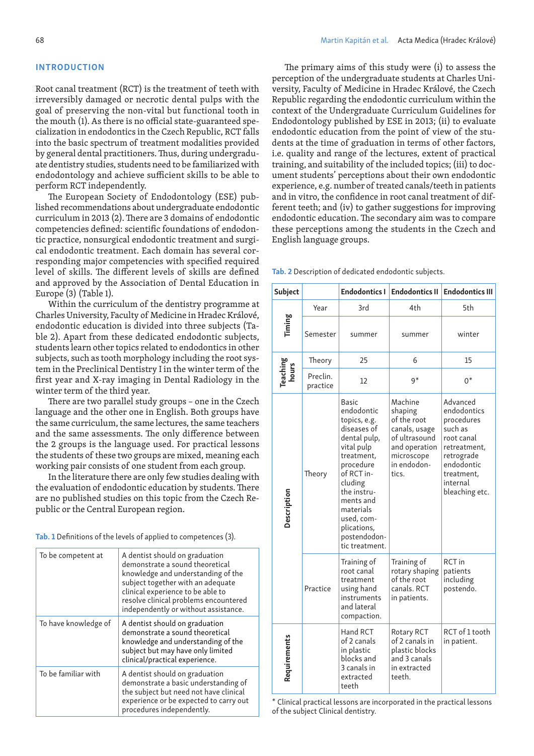## INTRODUCTION

Root canal treatment (RCT) is the treatment of teeth with irreversibly damaged or necrotic dental pulps with the goal of preserving the non-vital but functional tooth in the mouth (1). As there is no official state-guaranteed specialization in endodontics in the Czech Republic, RCT falls into the basic spectrum of treatment modalities provided by general dental practitioners. Thus, during undergraduate dentistry studies, students need to be familiarized with endodontology and achieve sufficient skills to be able to perform RCT independently.

The European Society of Endodontology (ESE) published recommendations about undergraduate endodontic curriculum in 2013 (2). There are 3 domains of endodontic competencies defined: scientific foundations of endodontic practice, nonsurgical endodontic treatment and surgical endodontic treatment. Each domain has several corresponding major competencies with specified required level of skills. The different levels of skills are defined and approved by the Association of Dental Education in Europe (3) (Table 1).

Within the curriculum of the dentistry programme at Charles University, Faculty of Medicine in Hradec Králové, endodontic education is divided into three subjects (Table 2). Apart from these dedicated endodontic subjects, students learn other topics related to endodontics in other subjects, such as tooth morphology including the root system in the Preclinical Dentistry I in the winter term of the first year and X-ray imaging in Dental Radiology in the winter term of the third year.

There are two parallel study groups – one in the Czech language and the other one in English. Both groups have the same curriculum, the same lectures, the same teachers and the same assessments. The only difference between the 2 groups is the language used. For practical lessons the students of these two groups are mixed, meaning each working pair consists of one student from each group.

In the literature there are only few studies dealing with the evaluation of endodontic education by students. There are no published studies on this topic from the Czech Republic or the Central European region.

**Tab. 1** Definitions of the levels of applied to competences (3).

| | |
|---|---|
| To be competent at | A dentist should on graduation demonstrate a sound theoretical knowledge and understanding of the subject together with an adequate clinical experience to be able to resolve clinical problems encountered independently or without assistance. |
| To have knowledge of | A dentist should on graduation demonstrate a sound theoretical knowledge and understanding of the subject but may have only limited clinical/practical experience. |
| To be familiar with | A dentist should on graduation demonstrate a basic understanding of the subject but need not have clinical experience or be expected to carry out procedures independently. |

The primary aims of this study were (i) to assess the perception of the undergraduate students at Charles University, Faculty of Medicine in Hradec Králové, the Czech Republic regarding the endodontic curriculum within the context of the Undergraduate Curriculum Guidelines for Endodontology published by ESE in 2013; (ii) to evaluate endodontic education from the point of view of the students at the time of graduation in terms of other factors, i.e. quality and range of the lectures, extent of practical training, and suitability of the included topics; (iii) to document students' perceptions about their own endodontic experience, e.g. number of treated canals/teeth in patients and in vitro, the confidence in root canal treatment of different teeth; and (iv) to gather suggestions for improving endodontic education. The secondary aim was to compare these perceptions among the students in the Czech and English language groups.

**Tab. 2** Description of dedicated endodontic subjects.

| Subject | | Endodontics I | Endodontics II | Endodontics III |
|---|---|---|---|---|
| Timing | Year | 3rd | 4th | 5th |
| | Semester | summer | summer | winter |
| Teaching hours | Theory | 25 | 6 | 15 |
| | Preclin. practice | 12 | 9* | 0* |
| Description | Theory | Basic endodontic topics, e.g. diseases of dental pulp, vital pulp treatment, procedure of RCT including the instruments and materials used, complications, postendodontic treatment. | Machine shaping of the root canals, usage of ultrasound and operation microscope in endodontics. | Advanced endodontics procedures such as root canal retreatment, retrograde endodontic treatment, internal bleaching etc. |
| | Practice | Training of root canal treatment using hand instruments and lateral compaction. | Training of rotary shaping of the root canals. RCT in patients. | RCT in patients including postendo. |
| Requirements | | Hand RCT of 2 canals in plastic blocks and 3 canals in extracted teeth | Rotary RCT of 2 canals in plastic blocks and 3 canals in extracted teeth. | RCT of 1 tooth in patient. |

\* Clinical practical lessons are incorporated in the practical lessons of the subject Clinical dentistry.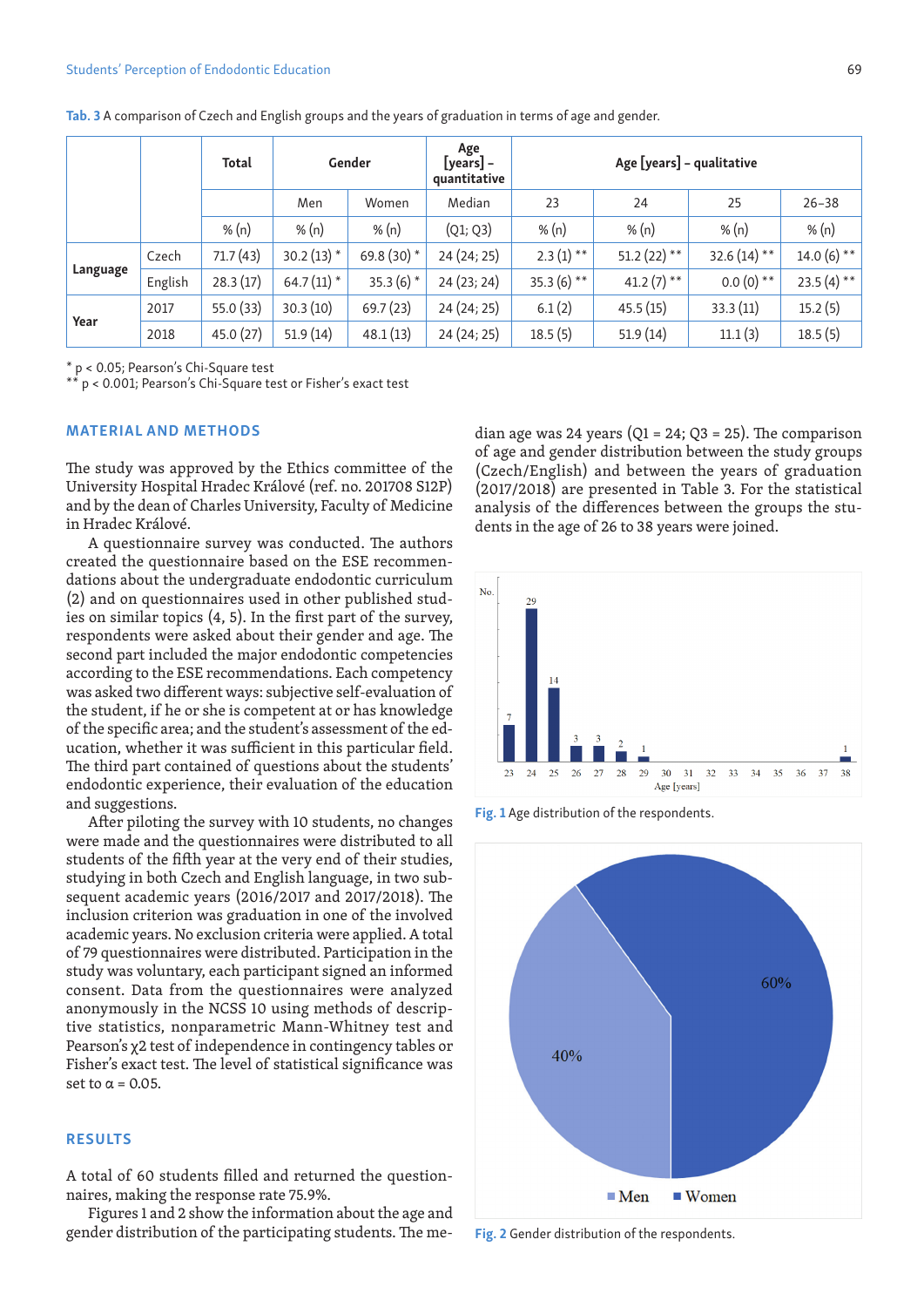Tab. 3 A comparison of Czech and English groups and the years of graduation in terms of age and gender.

| | | Total | Gender | | Age [years] – quantitative | Age [years] – qualitative | | | |
|---|---|---|---|---|---|---|---|---|---|
| | | | Men | Women | Median | 23 | 24 | 25 | 26–38 |
| | | % (n) | % (n) | % (n) | (Q1; Q3) | % (n) | % (n) | % (n) | % (n) |
| Language | Czech | 71.7 (43) | 30.2 (13) * | 69.8 (30) * | 24 (24; 25) | 2.3 (1) ** | 51.2 (22) ** | 32.6 (14) ** | 14.0 (6) ** |
| | English | 28.3 (17) | 64.7 (11) * | 35.3 (6) * | 24 (23; 24) | 35.3 (6) ** | 41.2 (7) ** | 0.0 (0) ** | 23.5 (4) ** |
| Year | 2017 | 55.0 (33) | 30.3 (10) | 69.7 (23) | 24 (24; 25) | 6.1 (2) | 45.5 (15) | 33.3 (11) | 15.2 (5) |
| | 2018 | 45.0 (27) | 51.9 (14) | 48.1 (13) | 24 (24; 25) | 18.5 (5) | 51.9 (14) | 11.1 (3) | 18.5 (5) |

\* $p < 0.05$; Pearson's Chi-Square test
\** $p < 0.001$; Pearson's Chi-Square test or Fisher's exact test

## MATERIAL AND METHODS

The study was approved by the Ethics committee of the University Hospital Hradec Králové (ref. no. 201708 S12P) and by the dean of Charles University, Faculty of Medicine in Hradec Králové.

A questionnaire survey was conducted. The authors created the questionnaire based on the ESE recommendations about the undergraduate endodontic curriculum (2) and on questionnaires used in other published studies on similar topics (4, 5). In the first part of the survey, respondents were asked about their gender and age. The second part included the major endodontic competencies according to the ESE recommendations. Each competency was asked two different ways: subjective self-evaluation of the student, if he or she is competent at or has knowledge of the specific area; and the student's assessment of the education, whether it was sufficient in this particular field. The third part contained of questions about the students' endodontic experience, their evaluation of the education and suggestions.

After piloting the survey with 10 students, no changes were made and the questionnaires were distributed to all students of the fifth year at the very end of their studies, studying in both Czech and English language, in two subsequent academic years (2016/2017 and 2017/2018). The inclusion criterion was graduation in one of the involved academic years. No exclusion criteria were applied. A total of 79 questionnaires were distributed. Participation in the study was voluntary, each participant signed an informed consent. Data from the questionnaires were analyzed anonymously in the NCSS 10 using methods of descriptive statistics, nonparametric Mann-Whitney test and Pearson's $\chi^2$ test of independence in contingency tables or Fisher's exact test. The level of statistical significance was set to $\alpha = 0.05$.

## RESULTS

A total of 60 students filled and returned the questionnaires, making the response rate 75.9%.

Figures 1 and 2 show the information about the age and gender distribution of the participating students. The median age was 24 years (Q1 = 24; Q3 = 25). The comparison of age and gender distribution between the study groups (Czech/English) and between the years of graduation (2017/2018) are presented in Table 3. For the statistical analysis of the differences between the groups the students in the age of 26 to 38 years were joined.

Fig. 1 Age distribution of the respondents.

Fig. 2 Gender distribution of the respondents.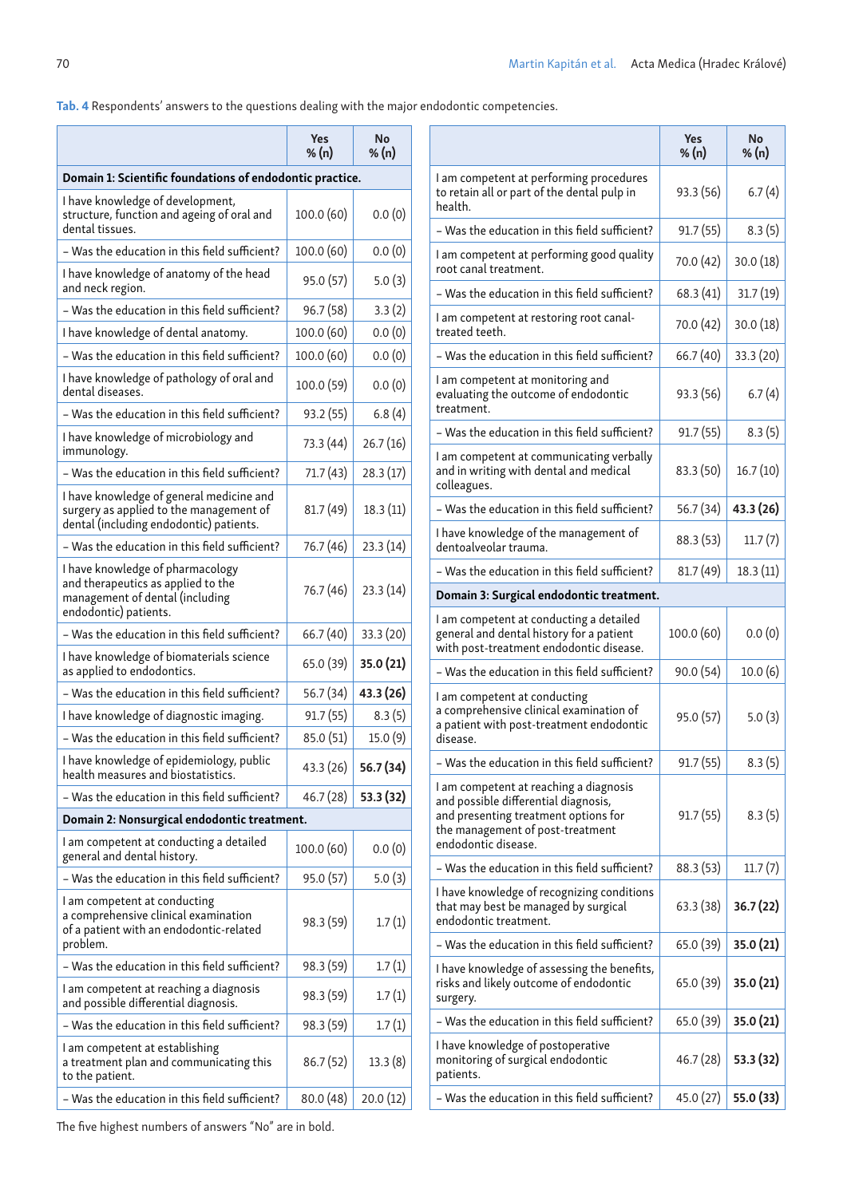**Tab. 4** Respondents' answers to the questions dealing with the major endodontic competencies.

| | Yes % (n) | No % (n) |
|---|---|---|
| **Domain 1: Scientific foundations of endodontic practice.** | | |
| I have knowledge of development, structure, function and ageing of oral and dental tissues. | 100.0 (60) | 0.0 (0) |
| – Was the education in this field sufficient? | 100.0 (60) | 0.0 (0) |
| I have knowledge of anatomy of the head and neck region. | 95.0 (57) | 5.0 (3) |
| – Was the education in this field sufficient? | 96.7 (58) | 3.3 (2) |
| I have knowledge of dental anatomy. | 100.0 (60) | 0.0 (0) |
| – Was the education in this field sufficient? | 100.0 (60) | 0.0 (0) |
| I have knowledge of pathology of oral and dental diseases. | 100.0 (59) | 0.0 (0) |
| – Was the education in this field sufficient? | 93.2 (55) | 6.8 (4) |
| I have knowledge of microbiology and immunology. | 73.3 (44) | 26.7 (16) |
| – Was the education in this field sufficient? | 71.7 (43) | 28.3 (17) |
| I have knowledge of general medicine and surgery as applied to the management of dental (including endodontic) patients. | 81.7 (49) | 18.3 (11) |
| – Was the education in this field sufficient? | 76.7 (46) | 23.3 (14) |
| I have knowledge of pharmacology and therapeutics as applied to the management of dental (including endodontic) patients. | 76.7 (46) | 23.3 (14) |
| – Was the education in this field sufficient? | 66.7 (40) | 33.3 (20) |
| I have knowledge of biomaterials science as applied to endodontics. | 65.0 (39) | **35.0 (21)** |
| – Was the education in this field sufficient? | 56.7 (34) | **43.3 (26)** |
| I have knowledge of diagnostic imaging. | 91.7 (55) | 8.3 (5) |
| – Was the education in this field sufficient? | 85.0 (51) | 15.0 (9) |
| I have knowledge of epidemiology, public health measures and biostatistics. | 43.3 (26) | **56.7 (34)** |
| – Was the education in this field sufficient? | 46.7 (28) | **53.3 (32)** |
| **Domain 2: Nonsurgical endodontic treatment.** | | |
| I am competent at conducting a detailed general and dental history. | 100.0 (60) | 0.0 (0) |
| – Was the education in this field sufficient? | 95.0 (57) | 5.0 (3) |
| I am competent at conducting a comprehensive clinical examination of a patient with an endodontic-related problem. | 98.3 (59) | 1.7 (1) |
| – Was the education in this field sufficient? | 98.3 (59) | 1.7 (1) |
| I am competent at reaching a diagnosis and possible differential diagnosis. | 98.3 (59) | 1.7 (1) |
| – Was the education in this field sufficient? | 98.3 (59) | 1.7 (1) |
| I am competent at establishing a treatment plan and communicating this to the patient. | 86.7 (52) | 13.3 (8) |
| – Was the education in this field sufficient? | 80.0 (48) | 20.0 (12) |
| I am competent at performing procedures to retain all or part of the dental pulp in health. | 93.3 (56) | 6.7 (4) |
| – Was the education in this field sufficient? | 91.7 (55) | 8.3 (5) |
| I am competent at performing good quality root canal treatment. | 70.0 (42) | 30.0 (18) |
| – Was the education in this field sufficient? | 68.3 (41) | 31.7 (19) |
| I am competent at restoring root canal-treated teeth. | 70.0 (42) | 30.0 (18) |
| – Was the education in this field sufficient? | 66.7 (40) | 33.3 (20) |
| I am competent at monitoring and evaluating the outcome of endodontic treatment. | 93.3 (56) | 6.7 (4) |
| – Was the education in this field sufficient? | 91.7 (55) | 8.3 (5) |
| I am competent at communicating verbally and in writing with dental and medical colleagues. | 83.3 (50) | 16.7 (10) |
| – Was the education in this field sufficient? | 56.7 (34) | **43.3 (26)** |
| I have knowledge of the management of dentoalveolar trauma. | 88.3 (53) | 11.7 (7) |
| – Was the education in this field sufficient? | 81.7 (49) | 18.3 (11) |
| **Domain 3: Surgical endodontic treatment.** | | |
| I am competent at conducting a detailed general and dental history for a patient with post-treatment endodontic disease. | 100.0 (60) | 0.0 (0) |
| – Was the education in this field sufficient? | 90.0 (54) | 10.0 (6) |
| I am competent at conducting a comprehensive clinical examination of a patient with post-treatment endodontic disease. | 95.0 (57) | 5.0 (3) |
| – Was the education in this field sufficient? | 91.7 (55) | 8.3 (5) |
| I am competent at reaching a diagnosis and possible differential diagnosis, and presenting treatment options for the management of post-treatment endodontic disease. | 91.7 (55) | 8.3 (5) |
| – Was the education in this field sufficient? | 88.3 (53) | 11.7 (7) |
| I have knowledge of recognizing conditions that may best be managed by surgical endodontic treatment. | 63.3 (38) | **36.7 (22)** |
| – Was the education in this field sufficient? | 65.0 (39) | **35.0 (21)** |
| I have knowledge of assessing the benefits, risks and likely outcome of endodontic surgery. | 65.0 (39) | **35.0 (21)** |
| – Was the education in this field sufficient? | 65.0 (39) | **35.0 (21)** |
| I have knowledge of postoperative monitoring of surgical endodontic patients. | 46.7 (28) | **53.3 (32)** |
| – Was the education in this field sufficient? | 45.0 (27) | **55.0 (33)** |

The five highest numbers of answers "No" are in bold.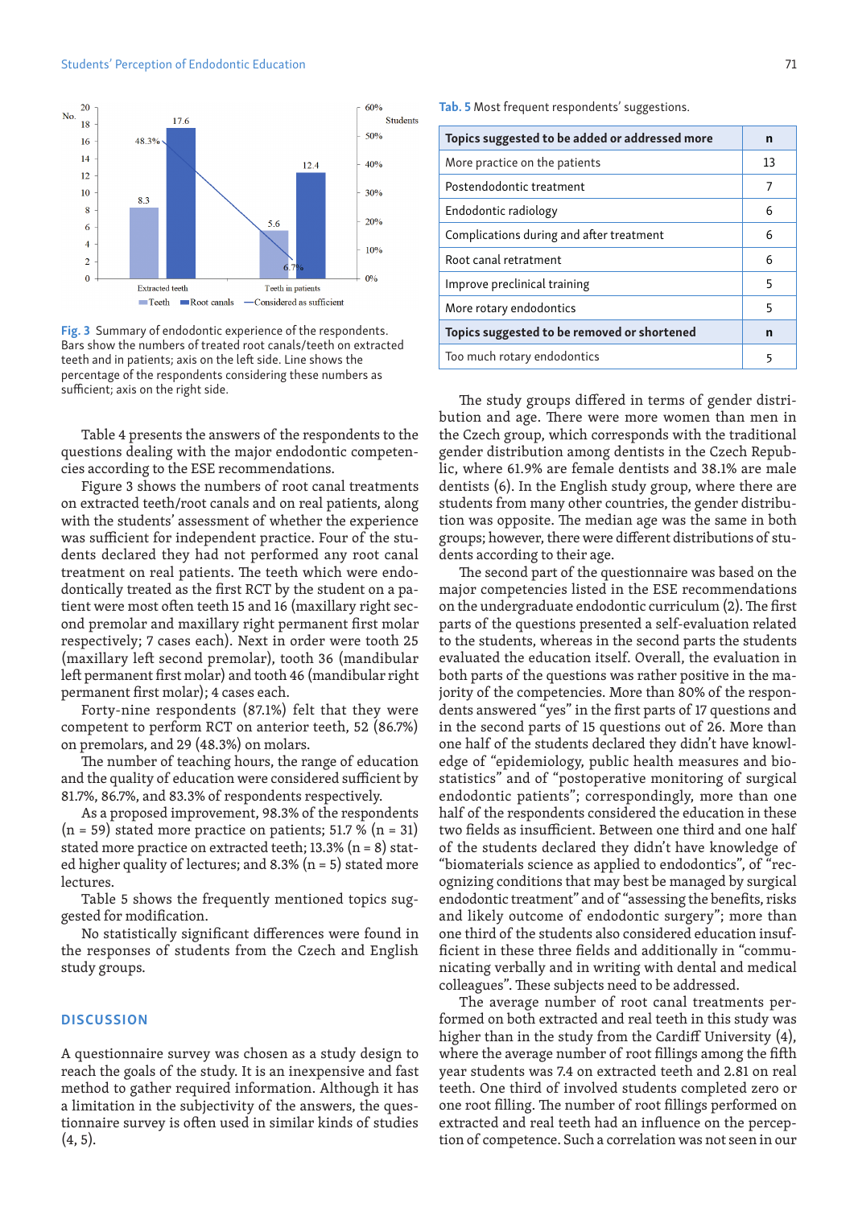Fig. 3 Summary of endodontic experience of the respondents. Bars show the numbers of treated root canals/teeth on extracted teeth and in patients; axis on the left side. Line shows the percentage of the respondents considering these numbers as sufficient; axis on the right side.

Table 4 presents the answers of the respondents to the questions dealing with the major endodontic competencies according to the ESE recommendations.

Figure 3 shows the numbers of root canal treatments on extracted teeth/root canals and on real patients, along with the students' assessment of whether the experience was sufficient for independent practice. Four of the students declared they had not performed any root canal treatment on real patients. The teeth which were endodontically treated as the first RCT by the student on a patient were most often teeth 15 and 16 (maxillary right second premolar and maxillary right permanent first molar respectively; 7 cases each). Next in order were tooth 25 (maxillary left second premolar), tooth 36 (mandibular left permanent first molar) and tooth 46 (mandibular right permanent first molar); 4 cases each.

Forty-nine respondents (87.1%) felt that they were competent to perform RCT on anterior teeth, 52 (86.7%) on premolars, and 29 (48.3%) on molars.

The number of teaching hours, the range of education and the quality of education were considered sufficient by 81.7%, 86.7%, and 83.3% of respondents respectively.

As a proposed improvement, 98.3% of the respondents (n = 59) stated more practice on patients; 51.7 % (n = 31) stated more practice on extracted teeth; 13.3% (n = 8) stated higher quality of lectures; and 8.3% (n = 5) stated more lectures.

Table 5 shows the frequently mentioned topics suggested for modification.

No statistically significant differences were found in the responses of students from the Czech and English study groups.

## DISCUSSION

A questionnaire survey was chosen as a study design to reach the goals of the study. It is an inexpensive and fast method to gather required information. Although it has a limitation in the subjectivity of the answers, the questionnaire survey is often used in similar kinds of studies (4, 5).

Tab. 5 Most frequent respondents' suggestions.

| **Topics suggested to be added or addressed more** | **n** |
|---|---|
| More practice on the patients | 13 |
| Postendodontic treatment | 7 |
| Endodontic radiology | 6 |
| Complications during and after treatment | 6 |
| Root canal retratment | 6 |
| Improve preclinical training | 5 |
| More rotary endodontics | 5 |
| **Topics suggested to be removed or shortened** | **n** |
| Too much rotary endodontics | 5 |

The study groups differed in terms of gender distribution and age. There were more women than men in the Czech group, which corresponds with the traditional gender distribution among dentists in the Czech Republic, where 61.9% are female dentists and 38.1% are male dentists (6). In the English study group, where there are students from many other countries, the gender distribution was opposite. The median age was the same in both groups; however, there were different distributions of students according to their age.

The second part of the questionnaire was based on the major competencies listed in the ESE recommendations on the undergraduate endodontic curriculum (2). The first parts of the questions presented a self-evaluation related to the students, whereas in the second parts the students evaluated the education itself. Overall, the evaluation in both parts of the questions was rather positive in the majority of the competencies. More than 80% of the respondents answered "yes" in the first parts of 17 questions and in the second parts of 15 questions out of 26. More than one half of the students declared they didn't have knowledge of "epidemiology, public health measures and biostatistics" and of "postoperative monitoring of surgical endodontic patients"; correspondingly, more than one half of the respondents considered the education in these two fields as insufficient. Between one third and one half of the students declared they didn't have knowledge of "biomaterials science as applied to endodontics", of "recognizing conditions that may best be managed by surgical endodontic treatment" and of "assessing the benefits, risks and likely outcome of endodontic surgery"; more than one third of the students also considered education insufficient in these three fields and additionally in "communicating verbally and in writing with dental and medical colleagues". These subjects need to be addressed.

The average number of root canal treatments performed on both extracted and real teeth in this study was higher than in the study from the Cardiff University (4), where the average number of root fillings among the fifth year students was 7.4 on extracted teeth and 2.81 on real teeth. One third of involved students completed zero or one root filling. The number of root fillings performed on extracted and real teeth had an influence on the perception of competence. Such a correlation was not seen in our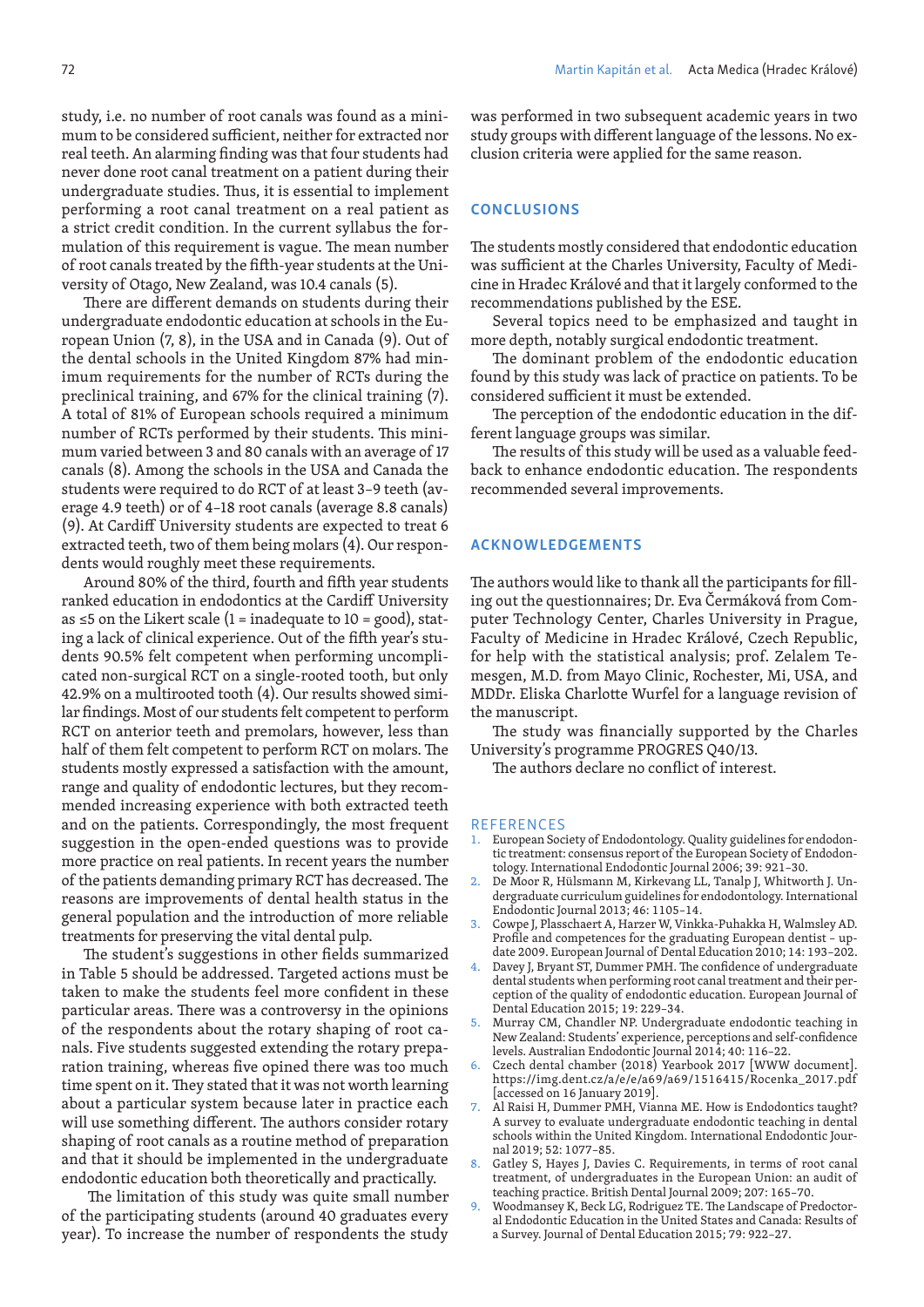study, i.e. no number of root canals was found as a minimum to be considered sufficient, neither for extracted nor real teeth. An alarming finding was that four students had never done root canal treatment on a patient during their undergraduate studies. Thus, it is essential to implement performing a root canal treatment on a real patient as a strict credit condition. In the current syllabus the formulation of this requirement is vague. The mean number of root canals treated by the fifth-year students at the University of Otago, New Zealand, was 10.4 canals (5).

There are different demands on students during their undergraduate endodontic education at schools in the European Union (7, 8), in the USA and in Canada (9). Out of the dental schools in the United Kingdom 87% had minimum requirements for the number of RCTs during the preclinical training, and 67% for the clinical training (7). A total of 81% of European schools required a minimum number of RCTs performed by their students. This minimum varied between 3 and 80 canals with an average of 17 canals (8). Among the schools in the USA and Canada the students were required to do RCT of at least 3–9 teeth (average 4.9 teeth) or of 4–18 root canals (average 8.8 canals) (9). At Cardiff University students are expected to treat 6 extracted teeth, two of them being molars (4). Our respondents would roughly meet these requirements.

Around 80% of the third, fourth and fifth year students ranked education in endodontics at the Cardiff University as ≤5 on the Likert scale (1 = inadequate to 10 = good), stating a lack of clinical experience. Out of the fifth year's students 90.5% felt competent when performing uncomplicated non-surgical RCT on a single-rooted tooth, but only 42.9% on a multirooted tooth (4). Our results showed similar findings. Most of our students felt competent to perform RCT on anterior teeth and premolars, however, less than half of them felt competent to perform RCT on molars. The students mostly expressed a satisfaction with the amount, range and quality of endodontic lectures, but they recommended increasing experience with both extracted teeth and on the patients. Correspondingly, the most frequent suggestion in the open-ended questions was to provide more practice on real patients. In recent years the number of the patients demanding primary RCT has decreased. The reasons are improvements of dental health status in the general population and the introduction of more reliable treatments for preserving the vital dental pulp.

The student's suggestions in other fields summarized in Table 5 should be addressed. Targeted actions must be taken to make the students feel more confident in these particular areas. There was a controversy in the opinions of the respondents about the rotary shaping of root canals. Five students suggested extending the rotary preparation training, whereas five opined there was too much time spent on it. They stated that it was not worth learning about a particular system because later in practice each will use something different. The authors consider rotary shaping of root canals as a routine method of preparation and that it should be implemented in the undergraduate endodontic education both theoretically and practically.

The limitation of this study was quite small number of the participating students (around 40 graduates every year). To increase the number of respondents the study was performed in two subsequent academic years in two study groups with different language of the lessons. No exclusion criteria were applied for the same reason.

## CONCLUSIONS

The students mostly considered that endodontic education was sufficient at the Charles University, Faculty of Medicine in Hradec Králové and that it largely conformed to the recommendations published by the ESE.

Several topics need to be emphasized and taught in more depth, notably surgical endodontic treatment.

The dominant problem of the endodontic education found by this study was lack of practice on patients. To be considered sufficient it must be extended.

The perception of the endodontic education in the different language groups was similar.

The results of this study will be used as a valuable feedback to enhance endodontic education. The respondents recommended several improvements.

## ACKNOWLEDGEMENTS

The authors would like to thank all the participants for filling out the questionnaires; Dr. Eva Čermáková from Computer Technology Center, Charles University in Prague, Faculty of Medicine in Hradec Králové, Czech Republic, for help with the statistical analysis; prof. Zelalem Temesgen, M.D. from Mayo Clinic, Rochester, Mi, USA, and MDDr. Eliska Charlotte Wurfel for a language revision of the manuscript.

The study was financially supported by the Charles University's programme PROGRES Q40/13.

The authors declare no conflict of interest.

## REFERENCES

1. European Society of Endodontology. Quality guidelines for endodontic treatment: consensus report of the European Society of Endodontology. International Endodontic Journal 2006; 39: 921–30.
2. De Moor R, Hülsmann M, Kirkevang LL, Tanalp J, Whitworth J. Undergraduate curriculum guidelines for endodontology. International Endodontic Journal 2013; 46: 1105–14.
3. Cowpe J, Plasschaert A, Harzer W, Vinkka-Puhakka H, Walmsley AD. Profile and competences for the graduating European dentist – update 2009. European Journal of Dental Education 2010; 14: 193–202.
4. Davey J, Bryant ST, Dummer PMH. The confidence of undergraduate dental students when performing root canal treatment and their perception of the quality of endodontic education. European Journal of Dental Education 2015; 19: 229–34.
5. Murray CM, Chandler NP. Undergraduate endodontic teaching in New Zealand: Students' experience, perceptions and self-confidence levels. Australian Endodontic Journal 2014; 40: 116–22.
6. Czech dental chamber (2018) Yearbook 2017 [WWW document]. https://img.dent.cz/a/e/e/a69/a69/1516415/Rocenka_2017.pdf [accessed on 16 January 2019].
7. Al Raisi H, Dummer PMH, Vianna ME. How is Endodontics taught? A survey to evaluate undergraduate endodontic teaching in dental schools within the United Kingdom. International Endodontic Journal 2019; 52: 1077–85.
8. Gatley S, Hayes J, Davies C. Requirements, in terms of root canal treatment, of undergraduates in the European Union: an audit of teaching practice. British Dental Journal 2009; 207: 165–70.
9. Woodmansey K, Beck LG, Rodriguez TE. The Landscape of Predoctoral Endodontic Education in the United States and Canada: Results of a Survey. Journal of Dental Education 2015; 79: 922–27.